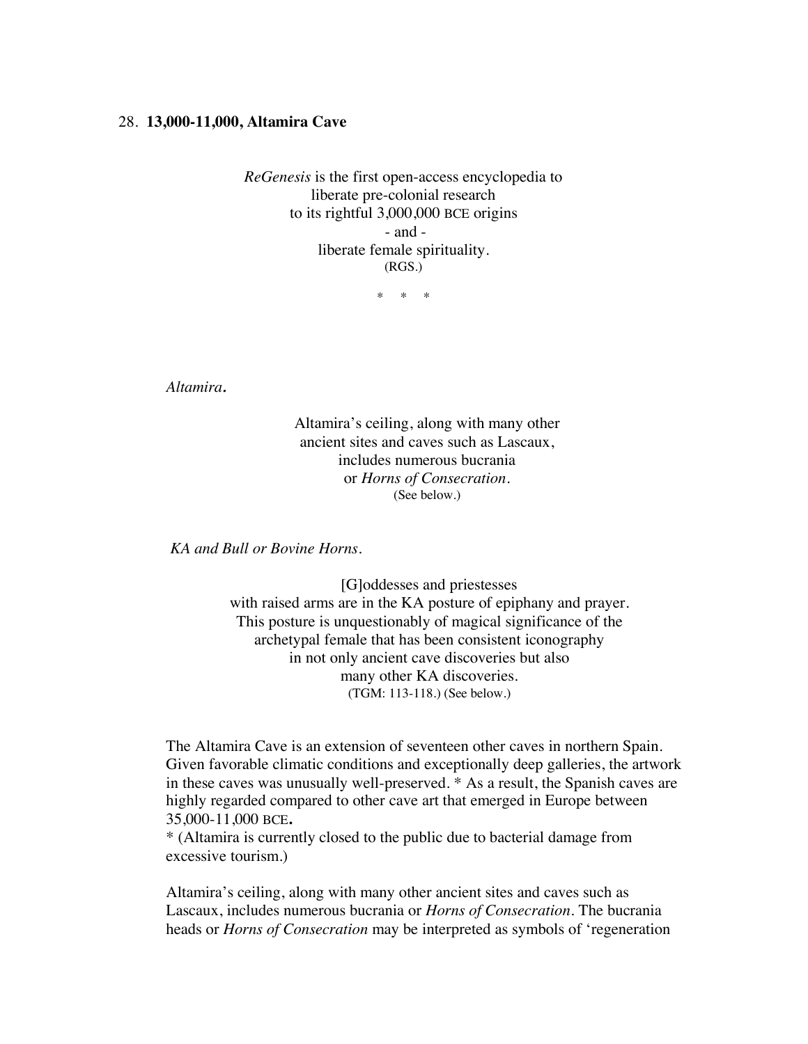## 28. **13,000-11,000, Altamira Cave**

*ReGenesis* is the first open-access encyclopedia to
liberate pre-colonial research
to its rightful 3,000,000 BCE origins
- and -
liberate female spirituality.
(RGS.)

\*   \*   \*

*Altamira.*

Altamira's ceiling, along with many other
ancient sites and caves such as Lascaux,
includes numerous bucrania
or *Horns of Consecration*.
(See below.)

*KA and Bull or Bovine Horns.*

[G]oddesses and priestesses
with raised arms are in the KA posture of epiphany and prayer.
This posture is unquestionably of magical significance of the
archetypal female that has been consistent iconography
in not only ancient cave discoveries but also
many other KA discoveries.
(TGM: 113-118.) (See below.)

The Altamira Cave is an extension of seventeen other caves in northern Spain. Given favorable climatic conditions and exceptionally deep galleries, the artwork in these caves was unusually well-preserved. * As a result, the Spanish caves are highly regarded compared to other cave art that emerged in Europe between 35,000-11,000 BCE.
* (Altamira is currently closed to the public due to bacterial damage from excessive tourism.)

Altamira's ceiling, along with many other ancient sites and caves such as Lascaux, includes numerous bucrania or *Horns of Consecration*. The bucrania heads or *Horns of Consecration* may be interpreted as symbols of 'regeneration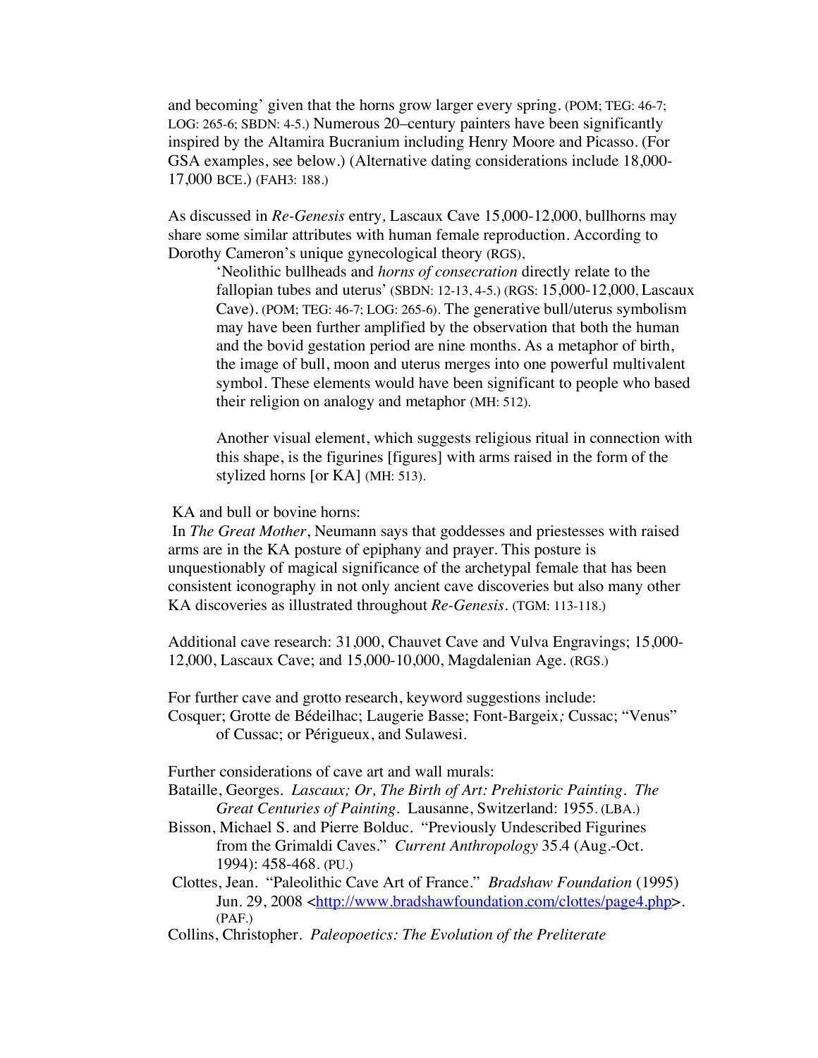and becoming' given that the horns grow larger every spring. (POM; TEG: 46-7; LOG: 265-6; SBDN: 4-5.) Numerous 20–century painters have been significantly inspired by the Altamira Bucranium including Henry Moore and Picasso. (For GSA examples, see below.) (Alternative dating considerations include 18,000-17,000 BCE.) (FAH3: 188.)

As discussed in *Re-Genesis* entry*,* Lascaux Cave 15,000-12,000, bullhorns may share some similar attributes with human female reproduction. According to Dorothy Cameron's unique gynecological theory (RGS),

> 'Neolithic bullheads and *horns of consecration* directly relate to the fallopian tubes and uterus' (SBDN: 12-13, 4-5.) (RGS: 15,000-12,000, Lascaux Cave). (POM; TEG: 46-7; LOG: 265-6). The generative bull/uterus symbolism may have been further amplified by the observation that both the human and the bovid gestation period are nine months. As a metaphor of birth, the image of bull, moon and uterus merges into one powerful multivalent symbol. These elements would have been significant to people who based their religion on analogy and metaphor (MH: 512).
>
> Another visual element, which suggests religious ritual in connection with this shape, is the figurines [figures] with arms raised in the form of the stylized horns [or KA] (MH: 513).

KA and bull or bovine horns:
In *The Great Mother*, Neumann says that goddesses and priestesses with raised arms are in the KA posture of epiphany and prayer. This posture is unquestionably of magical significance of the archetypal female that has been consistent iconography in not only ancient cave discoveries but also many other KA discoveries as illustrated throughout *Re-Genesis*. (TGM: 113-118.)

Additional cave research: 31,000, Chauvet Cave and Vulva Engravings; 15,000-12,000, Lascaux Cave; and 15,000-10,000, Magdalenian Age. (RGS.)

For further cave and grotto research, keyword suggestions include:
Cosquer; Grotte de Bédeilhac; Laugerie Basse; Font-Bargeix*;* Cussac; "Venus" of Cussac; or Périgueux, and Sulawesi.

Further considerations of cave art and wall murals:

Bataille, Georges. *Lascaux; Or, The Birth of Art: Prehistoric Painting. The Great Centuries of Painting*. Lausanne, Switzerland: 1955. (LBA.)

Bisson, Michael S. and Pierre Bolduc. "Previously Undescribed Figurines from the Grimaldi Caves." *Current Anthropology* 35.4 (Aug.-Oct. 1994): 458-468. (PU.)

Clottes, Jean. "Paleolithic Cave Art of France." *Bradshaw Foundation* (1995) Jun. 29, 2008 <http://www.bradshawfoundation.com/clottes/page4.php>. (PAF.)

Collins, Christopher. *Paleopoetics: The Evolution of the Preliterate*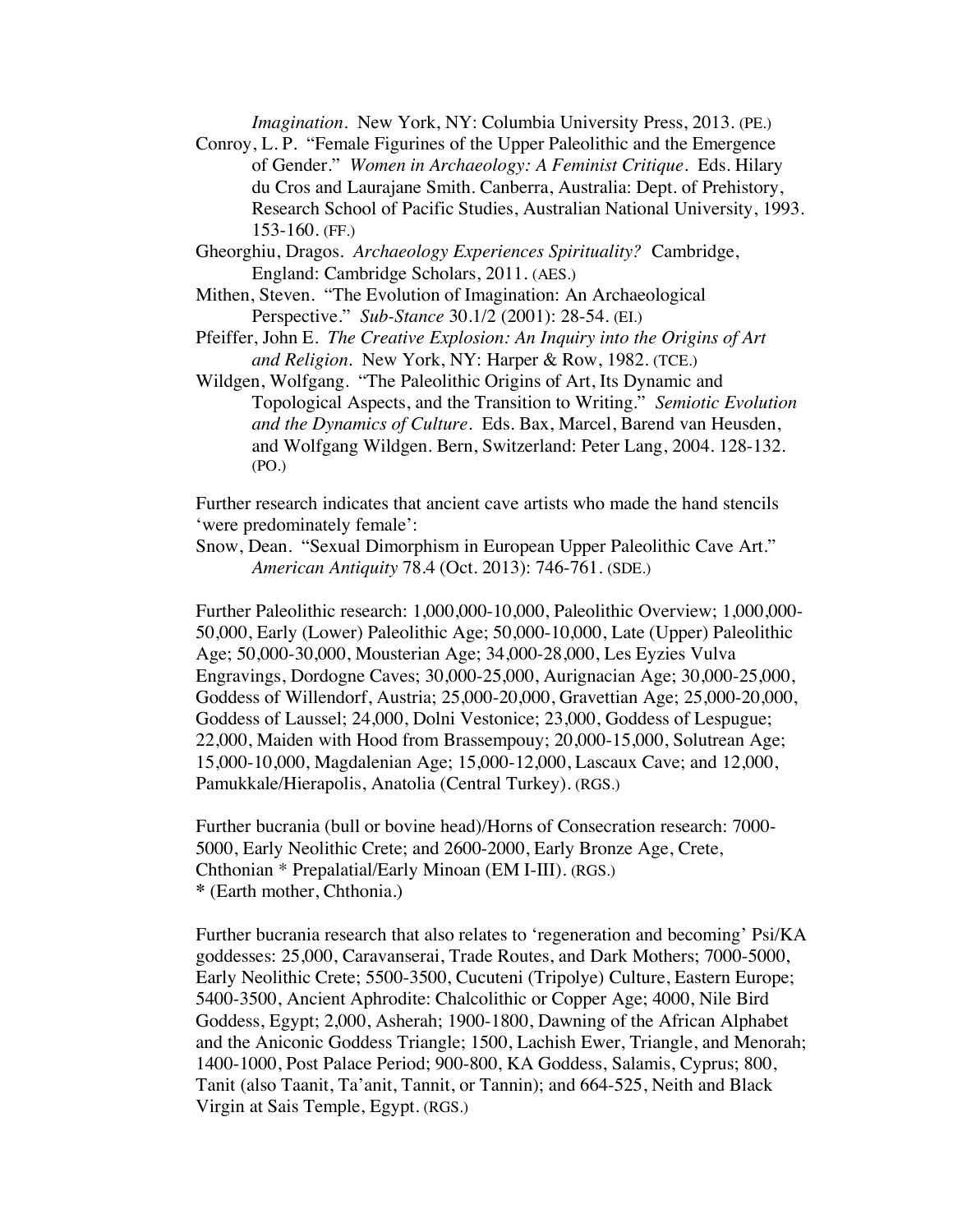*Imagination*. New York, NY: Columbia University Press, 2013. (PE.)

Conroy, L. P. "Female Figurines of the Upper Paleolithic and the Emergence of Gender." *Women in Archaeology: A Feminist Critique*. Eds. Hilary du Cros and Laurajane Smith. Canberra, Australia: Dept. of Prehistory, Research School of Pacific Studies, Australian National University, 1993. 153-160. (FF.)

Gheorghiu, Dragos. *Archaeology Experiences Spirituality?* Cambridge, England: Cambridge Scholars, 2011. (AES.)

Mithen, Steven. "The Evolution of Imagination: An Archaeological Perspective." *Sub-Stance* 30.1/2 (2001): 28-54. (EI.)

Pfeiffer, John E. *The Creative Explosion: An Inquiry into the Origins of Art and Religion*. New York, NY: Harper & Row, 1982. (TCE.)

Wildgen, Wolfgang. "The Paleolithic Origins of Art, Its Dynamic and Topological Aspects, and the Transition to Writing." *Semiotic Evolution and the Dynamics of Culture*. Eds. Bax, Marcel, Barend van Heusden, and Wolfgang Wildgen. Bern, Switzerland: Peter Lang, 2004. 128-132. (PO.)

Further research indicates that ancient cave artists who made the hand stencils 'were predominately female':

Snow, Dean. "Sexual Dimorphism in European Upper Paleolithic Cave Art." *American Antiquity* 78.4 (Oct. 2013): 746-761. (SDE.)

Further Paleolithic research: 1,000,000-10,000, Paleolithic Overview; 1,000,000-50,000, Early (Lower) Paleolithic Age; 50,000-10,000, Late (Upper) Paleolithic Age; 50,000-30,000, Mousterian Age; 34,000-28,000, Les Eyzies Vulva Engravings, Dordogne Caves; 30,000-25,000, Aurignacian Age; 30,000-25,000, Goddess of Willendorf, Austria; 25,000-20,000, Gravettian Age; 25,000-20,000, Goddess of Laussel; 24,000, Dolni Vestonice; 23,000, Goddess of Lespugue; 22,000, Maiden with Hood from Brassempouy; 20,000-15,000, Solutrean Age; 15,000-10,000, Magdalenian Age; 15,000-12,000, Lascaux Cave; and 12,000, Pamukkale/Hierapolis, Anatolia (Central Turkey). (RGS.)

Further bucrania (bull or bovine head)/Horns of Consecration research: 7000-5000, Early Neolithic Crete; and 2600-2000, Early Bronze Age, Crete, Chthonian * Prepalatial/Early Minoan (EM I-III). (RGS.)
* (Earth mother, Chthonia.)

Further bucrania research that also relates to 'regeneration and becoming' Psi/KA goddesses: 25,000, Caravanserai, Trade Routes, and Dark Mothers; 7000-5000, Early Neolithic Crete; 5500-3500, Cucuteni (Tripolye) Culture, Eastern Europe; 5400-3500, Ancient Aphrodite: Chalcolithic or Copper Age; 4000, Nile Bird Goddess, Egypt; 2,000, Asherah; 1900-1800, Dawning of the African Alphabet and the Aniconic Goddess Triangle; 1500, Lachish Ewer, Triangle, and Menorah; 1400-1000, Post Palace Period; 900-800, KA Goddess, Salamis, Cyprus; 800, Tanit (also Taanit, Ta'anit, Tannit, or Tannin); and 664-525, Neith and Black Virgin at Sais Temple, Egypt. (RGS.)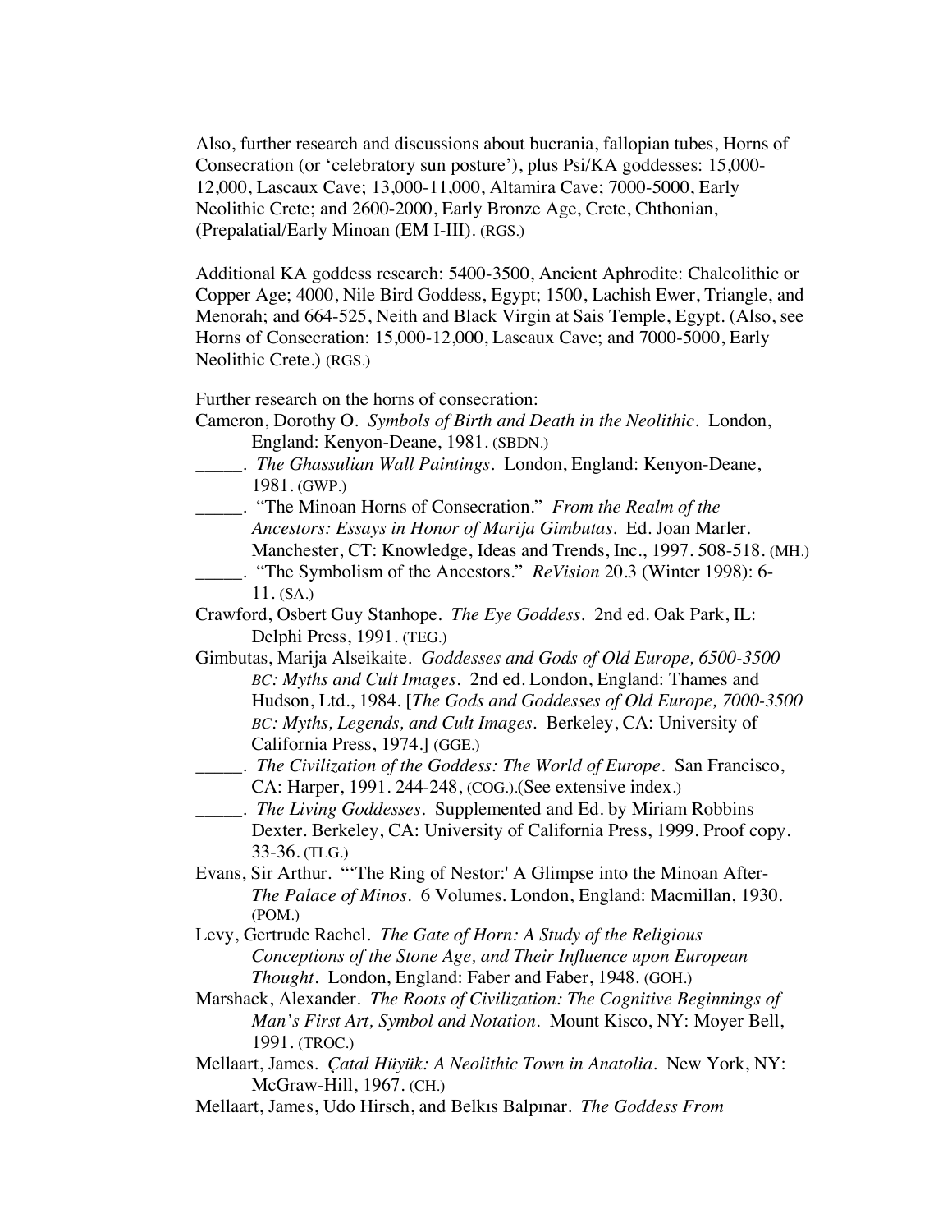Also, further research and discussions about bucrania, fallopian tubes, Horns of Consecration (or 'celebratory sun posture'), plus Psi/KA goddesses: 15,000-12,000, Lascaux Cave; 13,000-11,000, Altamira Cave; 7000-5000, Early Neolithic Crete; and 2600-2000, Early Bronze Age, Crete, Chthonian, (Prepalatial/Early Minoan (EM I-III). (RGS.)

Additional KA goddess research: 5400-3500, Ancient Aphrodite: Chalcolithic or Copper Age; 4000, Nile Bird Goddess, Egypt; 1500, Lachish Ewer, Triangle, and Menorah; and 664-525, Neith and Black Virgin at Sais Temple, Egypt. (Also, see Horns of Consecration: 15,000-12,000, Lascaux Cave; and 7000-5000, Early Neolithic Crete.) (RGS.)

Further research on the horns of consecration:

Cameron, Dorothy O. *Symbols of Birth and Death in the Neolithic*. London, England: Kenyon-Deane, 1981. (SBDN.)

_____. *The Ghassulian Wall Paintings*. London, England: Kenyon-Deane, 1981. (GWP.)

_____. "The Minoan Horns of Consecration." *From the Realm of the Ancestors: Essays in Honor of Marija Gimbutas*. Ed. Joan Marler. Manchester, CT: Knowledge, Ideas and Trends, Inc., 1997. 508-518. (MH.)

_____. "The Symbolism of the Ancestors." *ReVision* 20.3 (Winter 1998): 6-11. (SA.)

Crawford, Osbert Guy Stanhope. *The Eye Goddess*. 2nd ed. Oak Park, IL: Delphi Press, 1991. (TEG.)

Gimbutas, Marija Alseikaite. *Goddesses and Gods of Old Europe, 6500-3500 BC: Myths and Cult Images*. 2nd ed. London, England: Thames and Hudson, Ltd., 1984. [*The Gods and Goddesses of Old Europe, 7000-3500 BC: Myths, Legends, and Cult Images*. Berkeley, CA: University of California Press, 1974.] (GGE.)

_____. *The Civilization of the Goddess: The World of Europe*. San Francisco, CA: Harper, 1991. 244-248, (COG.).(See extensive index.)

_____. *The Living Goddesses*. Supplemented and Ed. by Miriam Robbins Dexter. Berkeley, CA: University of California Press, 1999. Proof copy. 33-36. (TLG.)

Evans, Sir Arthur. "'The Ring of Nestor:' A Glimpse into the Minoan After-*The Palace of Minos*. 6 Volumes. London, England: Macmillan, 1930. (POM.)

Levy, Gertrude Rachel. *The Gate of Horn: A Study of the Religious Conceptions of the Stone Age, and Their Influence upon European Thought*. London, England: Faber and Faber, 1948. (GOH.)

Marshack, Alexander. *The Roots of Civilization: The Cognitive Beginnings of Man's First Art, Symbol and Notation*. Mount Kisco, NY: Moyer Bell, 1991. (TROC.)

Mellaart, James. *Çatal Hüyük: A Neolithic Town in Anatolia*. New York, NY: McGraw-Hill, 1967. (CH.)

Mellaart, James, Udo Hirsch, and Belkıs Balpınar. *The Goddess From*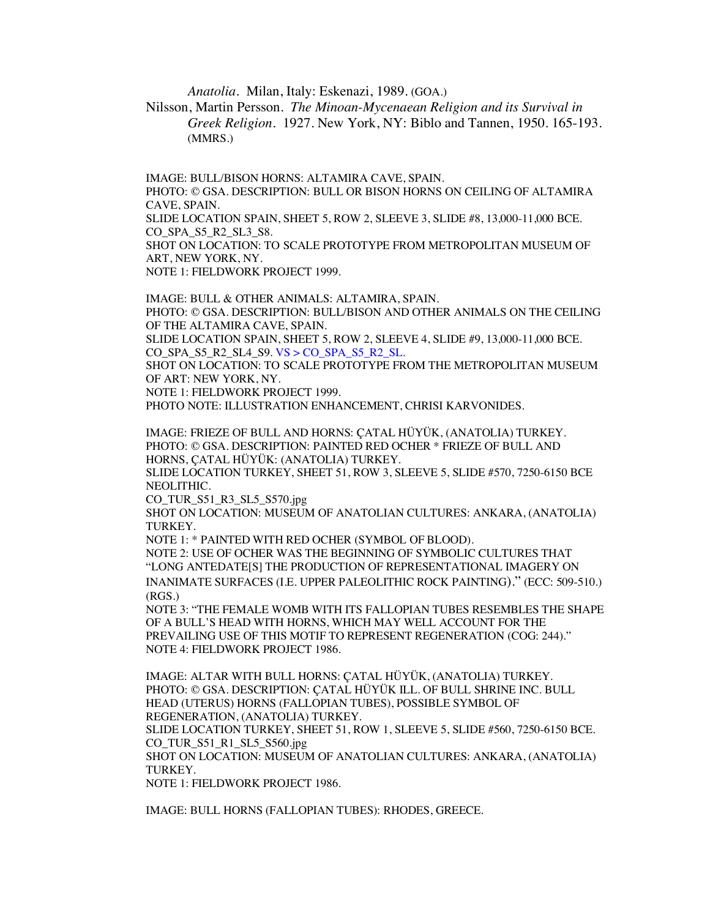*Anatolia*. Milan, Italy: Eskenazi, 1989. (GOA.)

Nilsson, Martin Persson. *The Minoan-Mycenaean Religion and its Survival in Greek Religion*. 1927. New York, NY: Biblo and Tannen, 1950. 165-193. (MMRS.)

IMAGE: BULL/BISON HORNS: ALTAMIRA CAVE, SPAIN.
PHOTO: © GSA. DESCRIPTION: BULL OR BISON HORNS ON CEILING OF ALTAMIRA CAVE, SPAIN.
SLIDE LOCATION SPAIN, SHEET 5, ROW 2, SLEEVE 3, SLIDE #8, 13,000-11,000 BCE.
CO_SPA_S5_R2_SL3_S8.
SHOT ON LOCATION: TO SCALE PROTOTYPE FROM METROPOLITAN MUSEUM OF ART, NEW YORK, NY.
NOTE 1: FIELDWORK PROJECT 1999.

IMAGE: BULL & OTHER ANIMALS: ALTAMIRA, SPAIN.
PHOTO: © GSA. DESCRIPTION: BULL/BISON AND OTHER ANIMALS ON THE CEILING OF THE ALTAMIRA CAVE, SPAIN.
SLIDE LOCATION SPAIN, SHEET 5, ROW 2, SLEEVE 4, SLIDE #9, 13,000-11,000 BCE.
CO_SPA_S5_R2_SL4_S9. VS > CO_SPA_S5_R2_SL.
SHOT ON LOCATION: TO SCALE PROTOTYPE FROM THE METROPOLITAN MUSEUM OF ART: NEW YORK, NY.
NOTE 1: FIELDWORK PROJECT 1999.
PHOTO NOTE: ILLUSTRATION ENHANCEMENT, CHRISI KARVONIDES.

IMAGE: FRIEZE OF BULL AND HORNS: ÇATAL HÜYÜK, (ANATOLIA) TURKEY.
PHOTO: © GSA. DESCRIPTION: PAINTED RED OCHER * FRIEZE OF BULL AND HORNS, ÇATAL HÜYÜK: (ANATOLIA) TURKEY.
SLIDE LOCATION TURKEY, SHEET 51, ROW 3, SLEEVE 5, SLIDE #570, 7250-6150 BCE NEOLITHIC.
CO_TUR_S51_R3_SL5_S570.jpg
SHOT ON LOCATION: MUSEUM OF ANATOLIAN CULTURES: ANKARA, (ANATOLIA) TURKEY.
NOTE 1: * PAINTED WITH RED OCHER (SYMBOL OF BLOOD).
NOTE 2: USE OF OCHER WAS THE BEGINNING OF SYMBOLIC CULTURES THAT "LONG ANTEDATE[S] THE PRODUCTION OF REPRESENTATIONAL IMAGERY ON INANIMATE SURFACES (I.E. UPPER PALEOLITHIC ROCK PAINTING)." (ECC: 509-510.) (RGS.)
NOTE 3: "THE FEMALE WOMB WITH ITS FALLOPIAN TUBES RESEMBLES THE SHAPE OF A BULL'S HEAD WITH HORNS, WHICH MAY WELL ACCOUNT FOR THE PREVAILING USE OF THIS MOTIF TO REPRESENT REGENERATION (COG: 244)."
NOTE 4: FIELDWORK PROJECT 1986.

IMAGE: ALTAR WITH BULL HORNS: ÇATAL HÜYÜK, (ANATOLIA) TURKEY.
PHOTO: © GSA. DESCRIPTION: ÇATAL HÜYÜK ILL. OF BULL SHRINE INC. BULL HEAD (UTERUS) HORNS (FALLOPIAN TUBES), POSSIBLE SYMBOL OF REGENERATION, (ANATOLIA) TURKEY.
SLIDE LOCATION TURKEY, SHEET 51, ROW 1, SLEEVE 5, SLIDE #560, 7250-6150 BCE.
CO_TUR_S51_R1_SL5_S560.jpg
SHOT ON LOCATION: MUSEUM OF ANATOLIAN CULTURES: ANKARA, (ANATOLIA) TURKEY.
NOTE 1: FIELDWORK PROJECT 1986.

IMAGE: BULL HORNS (FALLOPIAN TUBES): RHODES, GREECE.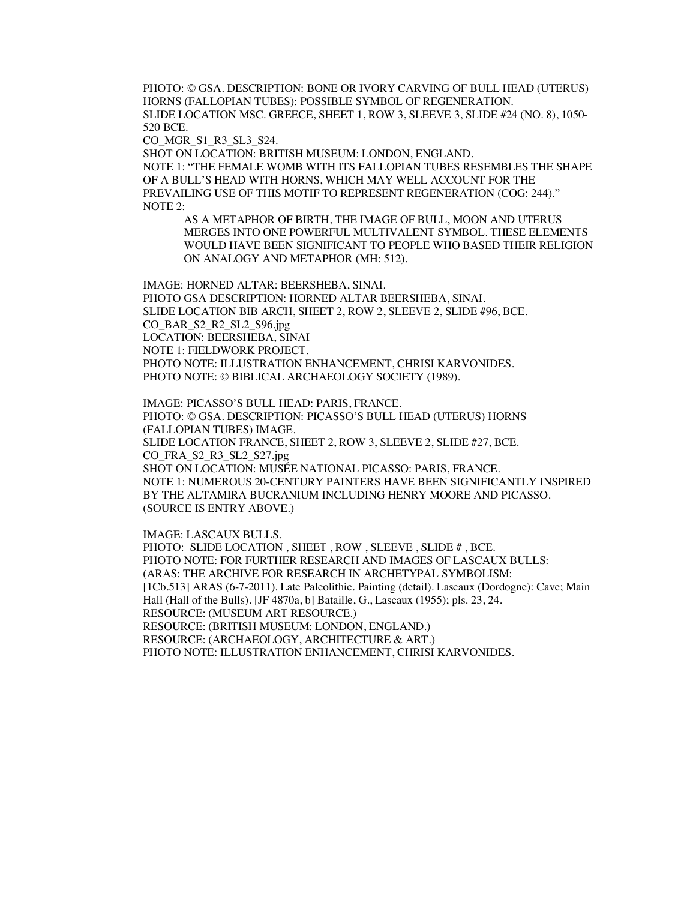PHOTO: © GSA. DESCRIPTION: BONE OR IVORY CARVING OF BULL HEAD (UTERUS) HORNS (FALLOPIAN TUBES): POSSIBLE SYMBOL OF REGENERATION.
SLIDE LOCATION MSC. GREECE, SHEET 1, ROW 3, SLEEVE 3, SLIDE #24 (NO. 8), 1050-520 BCE.
CO_MGR_S1_R3_SL3_S24.
SHOT ON LOCATION: BRITISH MUSEUM: LONDON, ENGLAND.
NOTE 1: "THE FEMALE WOMB WITH ITS FALLOPIAN TUBES RESEMBLES THE SHAPE OF A BULL'S HEAD WITH HORNS, WHICH MAY WELL ACCOUNT FOR THE PREVAILING USE OF THIS MOTIF TO REPRESENT REGENERATION (COG: 244)."
NOTE 2:

> AS A METAPHOR OF BIRTH, THE IMAGE OF BULL, MOON AND UTERUS MERGES INTO ONE POWERFUL MULTIVALENT SYMBOL. THESE ELEMENTS WOULD HAVE BEEN SIGNIFICANT TO PEOPLE WHO BASED THEIR RELIGION ON ANALOGY AND METAPHOR (MH: 512).

IMAGE: HORNED ALTAR: BEERSHEBA, SINAI.
PHOTO GSA DESCRIPTION: HORNED ALTAR BEERSHEBA, SINAI.
SLIDE LOCATION BIB ARCH, SHEET 2, ROW 2, SLEEVE 2, SLIDE #96, BCE.
CO_BAR_S2_R2_SL2_S96.jpg
LOCATION: BEERSHEBA, SINAI
NOTE 1: FIELDWORK PROJECT.
PHOTO NOTE: ILLUSTRATION ENHANCEMENT, CHRISI KARVONIDES.
PHOTO NOTE: © BIBLICAL ARCHAEOLOGY SOCIETY (1989).

IMAGE: PICASSO'S BULL HEAD: PARIS, FRANCE.
PHOTO: © GSA. DESCRIPTION: PICASSO'S BULL HEAD (UTERUS) HORNS (FALLOPIAN TUBES) IMAGE.
SLIDE LOCATION FRANCE, SHEET 2, ROW 3, SLEEVE 2, SLIDE #27, BCE.
CO_FRA_S2_R3_SL2_S27.jpg
SHOT ON LOCATION: MUSÉE NATIONAL PICASSO: PARIS, FRANCE.
NOTE 1: NUMEROUS 20-CENTURY PAINTERS HAVE BEEN SIGNIFICANTLY INSPIRED BY THE ALTAMIRA BUCRANIUM INCLUDING HENRY MOORE AND PICASSO. (SOURCE IS ENTRY ABOVE.)

IMAGE: LASCAUX BULLS.
PHOTO: SLIDE LOCATION , SHEET , ROW , SLEEVE , SLIDE # , BCE.
PHOTO NOTE: FOR FURTHER RESEARCH AND IMAGES OF LASCAUX BULLS: (ARAS: THE ARCHIVE FOR RESEARCH IN ARCHETYPAL SYMBOLISM: [1Cb.513] ARAS (6-7-2011). Late Paleolithic. Painting (detail). Lascaux (Dordogne): Cave; Main Hall (Hall of the Bulls). [JF 4870a, b] Bataille, G., Lascaux (1955); pls. 23, 24.
RESOURCE: (MUSEUM ART RESOURCE.)
RESOURCE: (BRITISH MUSEUM: LONDON, ENGLAND.)
RESOURCE: (ARCHAEOLOGY, ARCHITECTURE & ART.)
PHOTO NOTE: ILLUSTRATION ENHANCEMENT, CHRISI KARVONIDES.